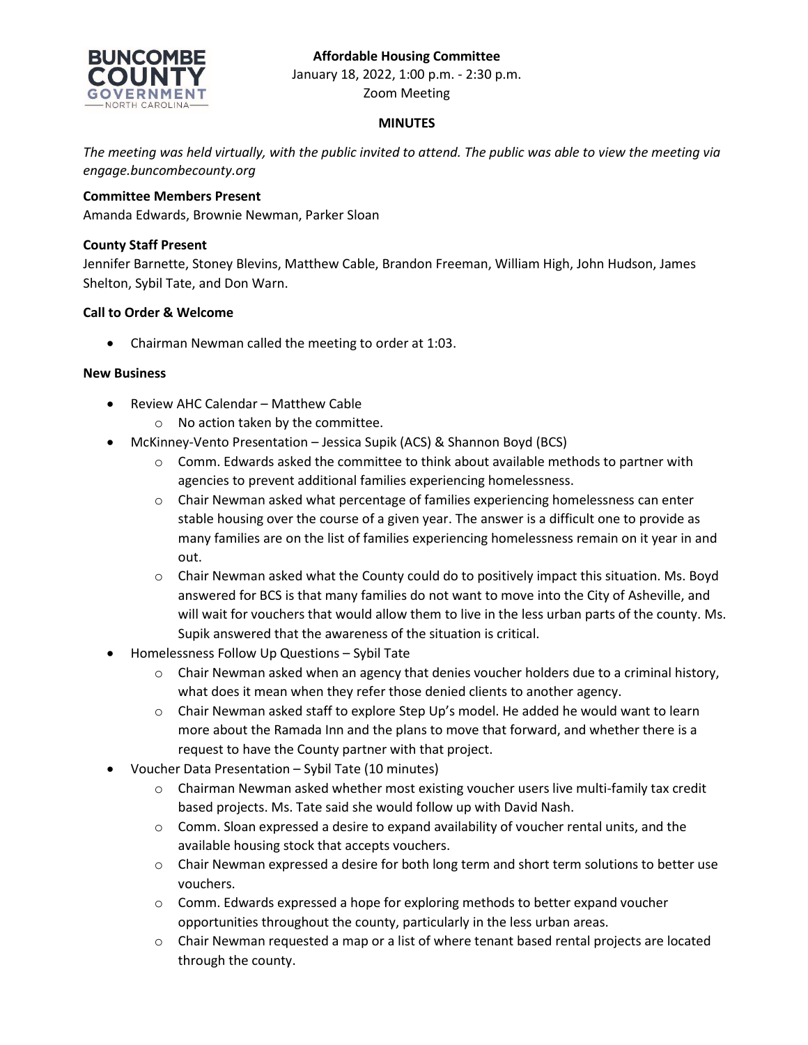**Affordable Housing Committee**
January 18, 2022, 1:00 p.m. - 2:30 p.m.
Zoom Meeting

**MINUTES**

*The meeting was held virtually, with the public invited to attend. The public was able to view the meeting via engage.buncombecounty.org*

**Committee Members Present**
Amanda Edwards, Brownie Newman, Parker Sloan

**County Staff Present**
Jennifer Barnette, Stoney Blevins, Matthew Cable, Brandon Freeman, William High, John Hudson, James Shelton, Sybil Tate, and Don Warn.

**Call to Order & Welcome**

- Chairman Newman called the meeting to order at 1:03.

**New Business**

- Review AHC Calendar – Matthew Cable
    - No action taken by the committee.
- McKinney-Vento Presentation – Jessica Supik (ACS) & Shannon Boyd (BCS)
    - Comm. Edwards asked the committee to think about available methods to partner with agencies to prevent additional families experiencing homelessness.
    - Chair Newman asked what percentage of families experiencing homelessness can enter stable housing over the course of a given year. The answer is a difficult one to provide as many families are on the list of families experiencing homelessness remain on it year in and out.
    - Chair Newman asked what the County could do to positively impact this situation. Ms. Boyd answered for BCS is that many families do not want to move into the City of Asheville, and will wait for vouchers that would allow them to live in the less urban parts of the county. Ms. Supik answered that the awareness of the situation is critical.
- Homelessness Follow Up Questions – Sybil Tate
    - Chair Newman asked when an agency that denies voucher holders due to a criminal history, what does it mean when they refer those denied clients to another agency.
    - Chair Newman asked staff to explore Step Up's model. He added he would want to learn more about the Ramada Inn and the plans to move that forward, and whether there is a request to have the County partner with that project.
- Voucher Data Presentation – Sybil Tate (10 minutes)
    - Chairman Newman asked whether most existing voucher users live multi-family tax credit based projects. Ms. Tate said she would follow up with David Nash.
    - Comm. Sloan expressed a desire to expand availability of voucher rental units, and the available housing stock that accepts vouchers.
    - Chair Newman expressed a desire for both long term and short term solutions to better use vouchers.
    - Comm. Edwards expressed a hope for exploring methods to better expand voucher opportunities throughout the county, particularly in the less urban areas.
    - Chair Newman requested a map or a list of where tenant based rental projects are located through the county.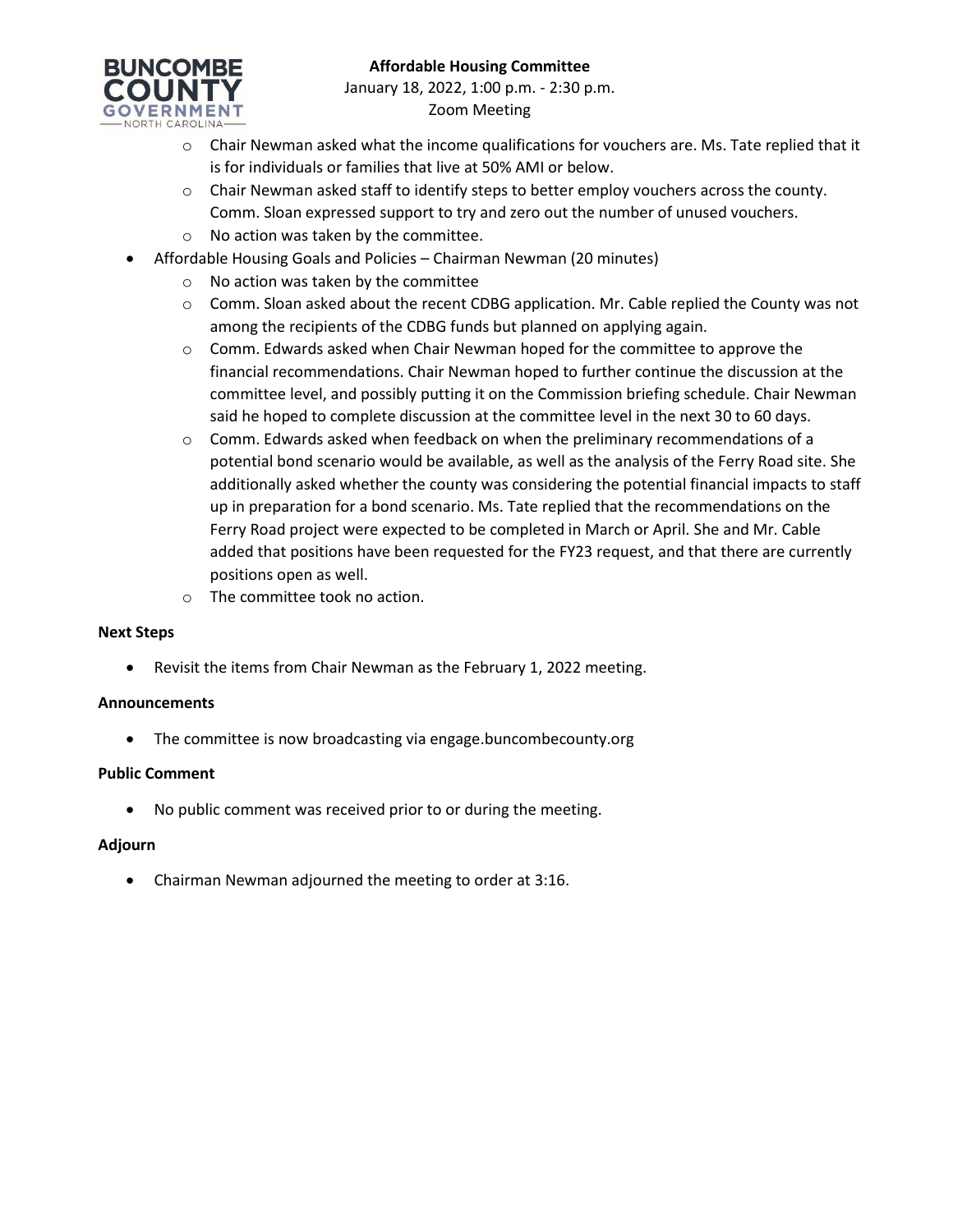- Chair Newman asked what the income qualifications for vouchers are. Ms. Tate replied that it is for individuals or families that live at 50% AMI or below.
  - Chair Newman asked staff to identify steps to better employ vouchers across the county. Comm. Sloan expressed support to try and zero out the number of unused vouchers.
  - No action was taken by the committee.
- Affordable Housing Goals and Policies – Chairman Newman (20 minutes)
  - No action was taken by the committee
  - Comm. Sloan asked about the recent CDBG application. Mr. Cable replied the County was not among the recipients of the CDBG funds but planned on applying again.
  - Comm. Edwards asked when Chair Newman hoped for the committee to approve the financial recommendations. Chair Newman hoped to further continue the discussion at the committee level, and possibly putting it on the Commission briefing schedule. Chair Newman said he hoped to complete discussion at the committee level in the next 30 to 60 days.
  - Comm. Edwards asked when feedback on when the preliminary recommendations of a potential bond scenario would be available, as well as the analysis of the Ferry Road site. She additionally asked whether the county was considering the potential financial impacts to staff up in preparation for a bond scenario. Ms. Tate replied that the recommendations on the Ferry Road project were expected to be completed in March or April. She and Mr. Cable added that positions have been requested for the FY23 request, and that there are currently positions open as well.
  - The committee took no action.

**Next Steps**

- Revisit the items from Chair Newman as the February 1, 2022 meeting.

**Announcements**

- The committee is now broadcasting via engage.buncombecounty.org

**Public Comment**

- No public comment was received prior to or during the meeting.

**Adjourn**

- Chairman Newman adjourned the meeting to order at 3:16.